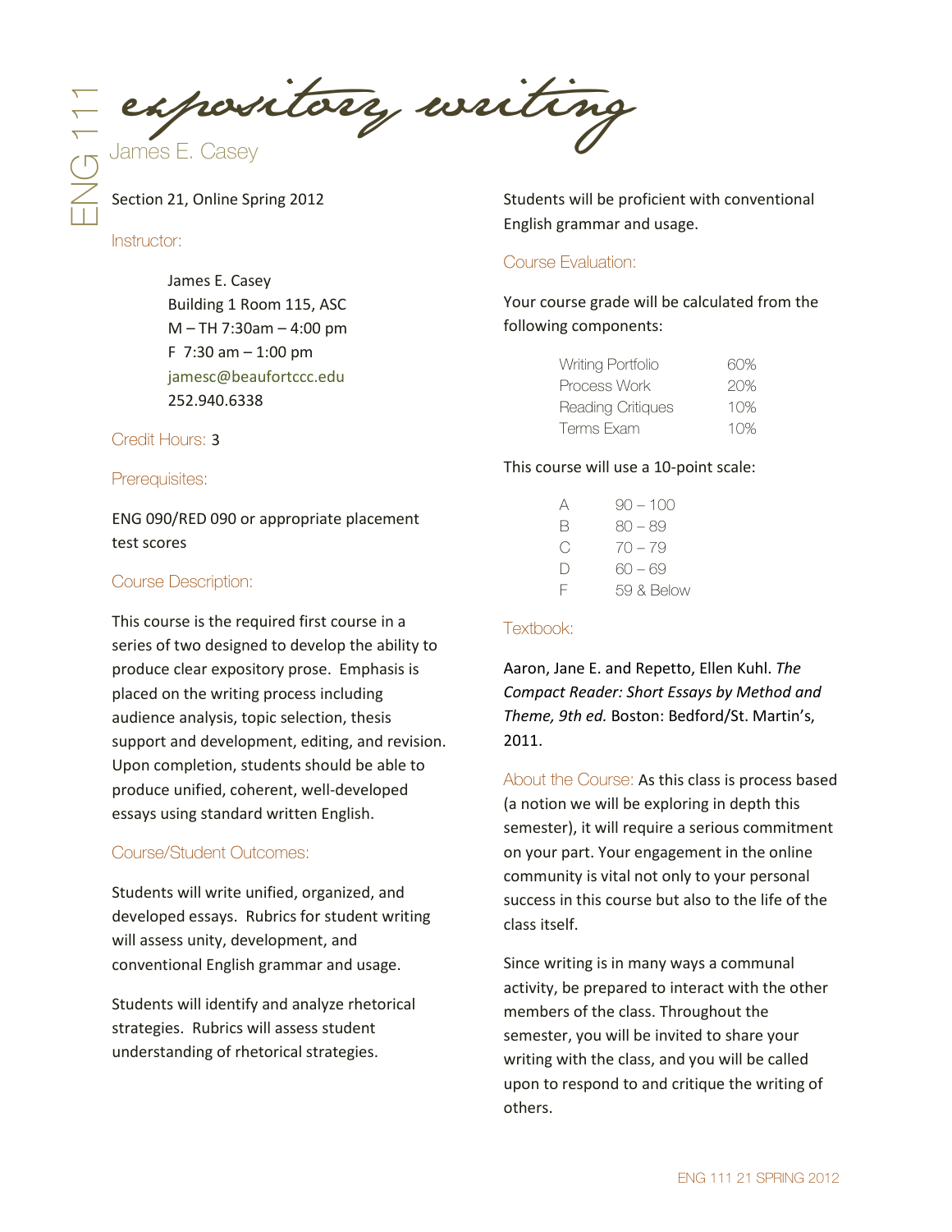# ENG 111 expository writing

James E. Casey

Section 21, Online Spring 2012

### Instructor:

James E. Casey
Building 1 Room 115, ASC
M – TH 7:30am – 4:00 pm
F 7:30 am – 1:00 pm
jamesc@beaufortccc.edu
252.940.6338

### Credit Hours: 3

### Prerequisites:

ENG 090/RED 090 or appropriate placement test scores

### Course Description:

This course is the required first course in a series of two designed to develop the ability to produce clear expository prose. Emphasis is placed on the writing process including audience analysis, topic selection, thesis support and development, editing, and revision. Upon completion, students should be able to produce unified, coherent, well-developed essays using standard written English.

### Course/Student Outcomes:

Students will write unified, organized, and developed essays. Rubrics for student writing will assess unity, development, and conventional English grammar and usage.

Students will identify and analyze rhetorical strategies. Rubrics will assess student understanding of rhetorical strategies.

Students will be proficient with conventional English grammar and usage.

### Course Evaluation:

Your course grade will be calculated from the following components:

| Component | Weight |
| --- | --- |
| Writing Portfolio | 60% |
| Process Work | 20% |
| Reading Critiques | 10% |
| Terms Exam | 10% |

This course will use a 10-point scale:

| Grade | Range |
| --- | --- |
| A | 90 – 100 |
| B | 80 – 89 |
| C | 70 – 79 |
| D | 60 – 69 |
| F | 59 & Below |

### Textbook:

Aaron, Jane E. and Repetto, Ellen Kuhl. *The Compact Reader: Short Essays by Method and Theme, 9th ed.* Boston: Bedford/St. Martin's, 2011.

### About the Course:

As this class is process based (a notion we will be exploring in depth this semester), it will require a serious commitment on your part. Your engagement in the online community is vital not only to your personal success in this course but also to the life of the class itself.

Since writing is in many ways a communal activity, be prepared to interact with the other members of the class. Throughout the semester, you will be invited to share your writing with the class, and you will be called upon to respond to and critique the writing of others.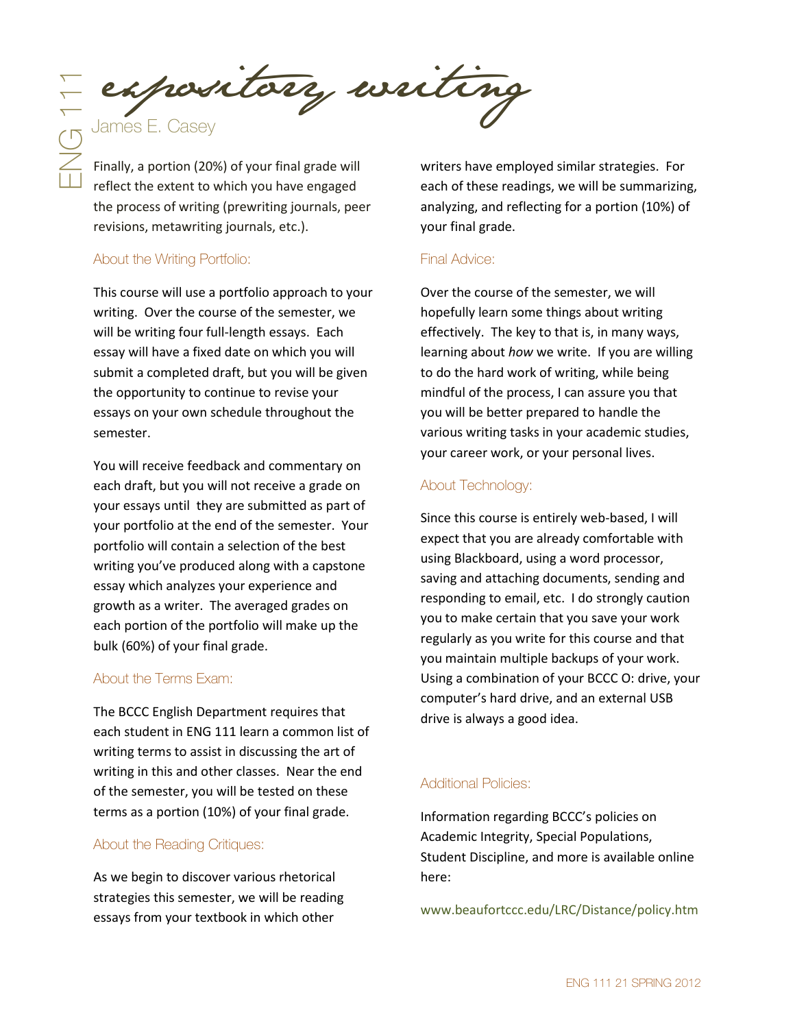Finally, a portion (20%) of your final grade will reflect the extent to which you have engaged the process of writing (prewriting journals, peer revisions, metawriting journals, etc.).

### About the Writing Portfolio:

This course will use a portfolio approach to your writing. Over the course of the semester, we will be writing four full-length essays. Each essay will have a fixed date on which you will submit a completed draft, but you will be given the opportunity to continue to revise your essays on your own schedule throughout the semester.

You will receive feedback and commentary on each draft, but you will not receive a grade on your essays until they are submitted as part of your portfolio at the end of the semester. Your portfolio will contain a selection of the best writing you've produced along with a capstone essay which analyzes your experience and growth as a writer. The averaged grades on each portion of the portfolio will make up the bulk (60%) of your final grade.

### About the Terms Exam:

The BCCC English Department requires that each student in ENG 111 learn a common list of writing terms to assist in discussing the art of writing in this and other classes. Near the end of the semester, you will be tested on these terms as a portion (10%) of your final grade.

### About the Reading Critiques:

As we begin to discover various rhetorical strategies this semester, we will be reading essays from your textbook in which other writers have employed similar strategies. For each of these readings, we will be summarizing, analyzing, and reflecting for a portion (10%) of your final grade.

### Final Advice:

Over the course of the semester, we will hopefully learn some things about writing effectively. The key to that is, in many ways, learning about *how* we write. If you are willing to do the hard work of writing, while being mindful of the process, I can assure you that you will be better prepared to handle the various writing tasks in your academic studies, your career work, or your personal lives.

### About Technology:

Since this course is entirely web-based, I will expect that you are already comfortable with using Blackboard, using a word processor, saving and attaching documents, sending and responding to email, etc. I do strongly caution you to make certain that you save your work regularly as you write for this course and that you maintain multiple backups of your work. Using a combination of your BCCC O: drive, your computer's hard drive, and an external USB drive is always a good idea.

### Additional Policies:

Information regarding BCCC's policies on Academic Integrity, Special Populations, Student Discipline, and more is available online here:

www.beaufortccc.edu/LRC/Distance/policy.htm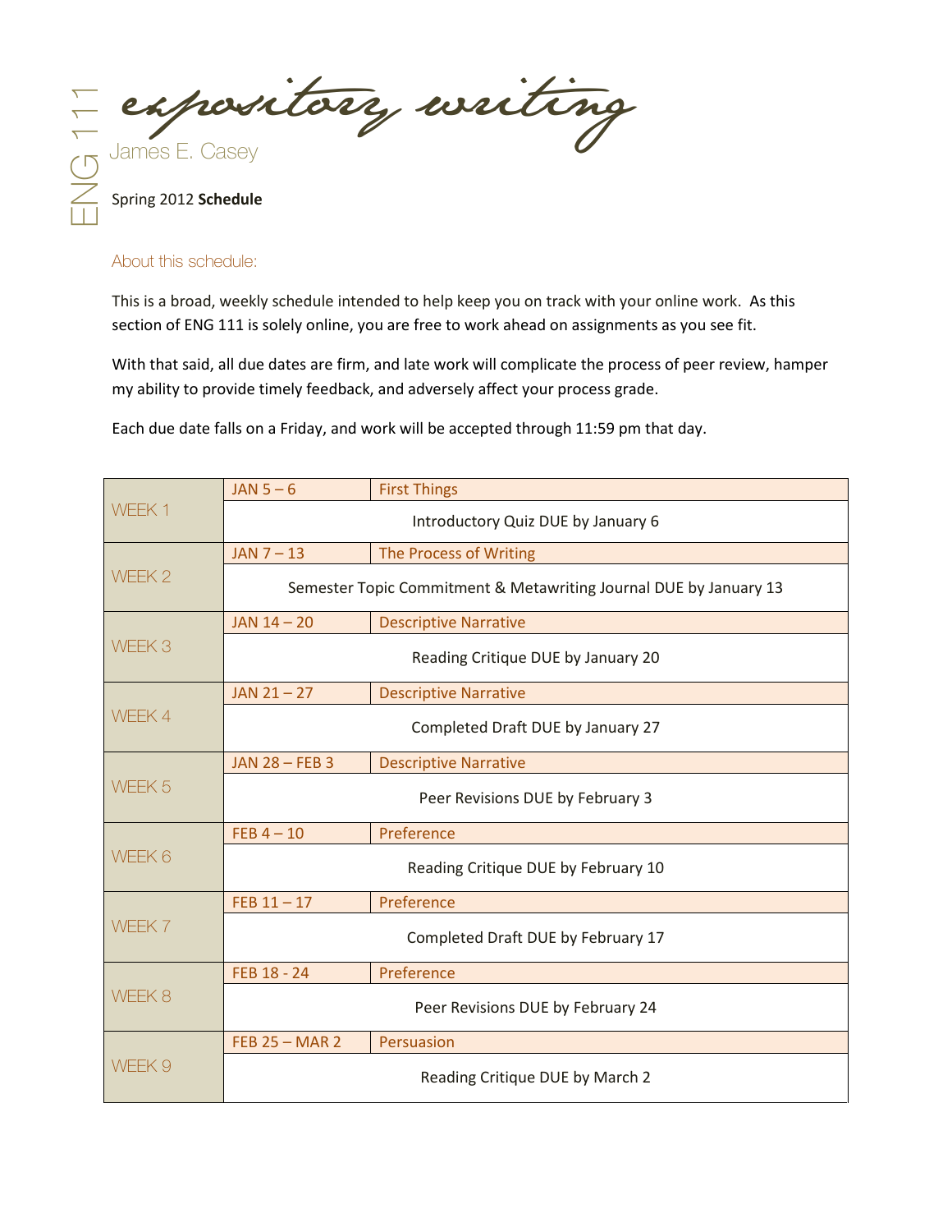# expository writing

ENG 111

James E. Casey

Spring 2012 **Schedule**

## About this schedule:

This is a broad, weekly schedule intended to help keep you on track with your online work. As this section of ENG 111 is solely online, you are free to work ahead on assignments as you see fit.

With that said, all due dates are firm, and late work will complicate the process of peer review, hamper my ability to provide timely feedback, and adversely affect your process grade.

Each due date falls on a Friday, and work will be accepted through 11:59 pm that day.

| Week | Dates | Topic |
|---|---|---|
| WEEK 1 | JAN 5 – 6 | First Things |
| | Introductory Quiz DUE by January 6 | |
| WEEK 2 | JAN 7 – 13 | The Process of Writing |
| | Semester Topic Commitment & Metawriting Journal DUE by January 13 | |
| WEEK 3 | JAN 14 – 20 | Descriptive Narrative |
| | Reading Critique DUE by January 20 | |
| WEEK 4 | JAN 21 – 27 | Descriptive Narrative |
| | Completed Draft DUE by January 27 | |
| WEEK 5 | JAN 28 – FEB 3 | Descriptive Narrative |
| | Peer Revisions DUE by February 3 | |
| WEEK 6 | FEB 4 – 10 | Preference |
| | Reading Critique DUE by February 10 | |
| WEEK 7 | FEB 11 – 17 | Preference |
| | Completed Draft DUE by February 17 | |
| WEEK 8 | FEB 18 - 24 | Preference |
| | Peer Revisions DUE by February 24 | |
| WEEK 9 | FEB 25 – MAR 2 | Persuasion |
| | Reading Critique DUE by March 2 | |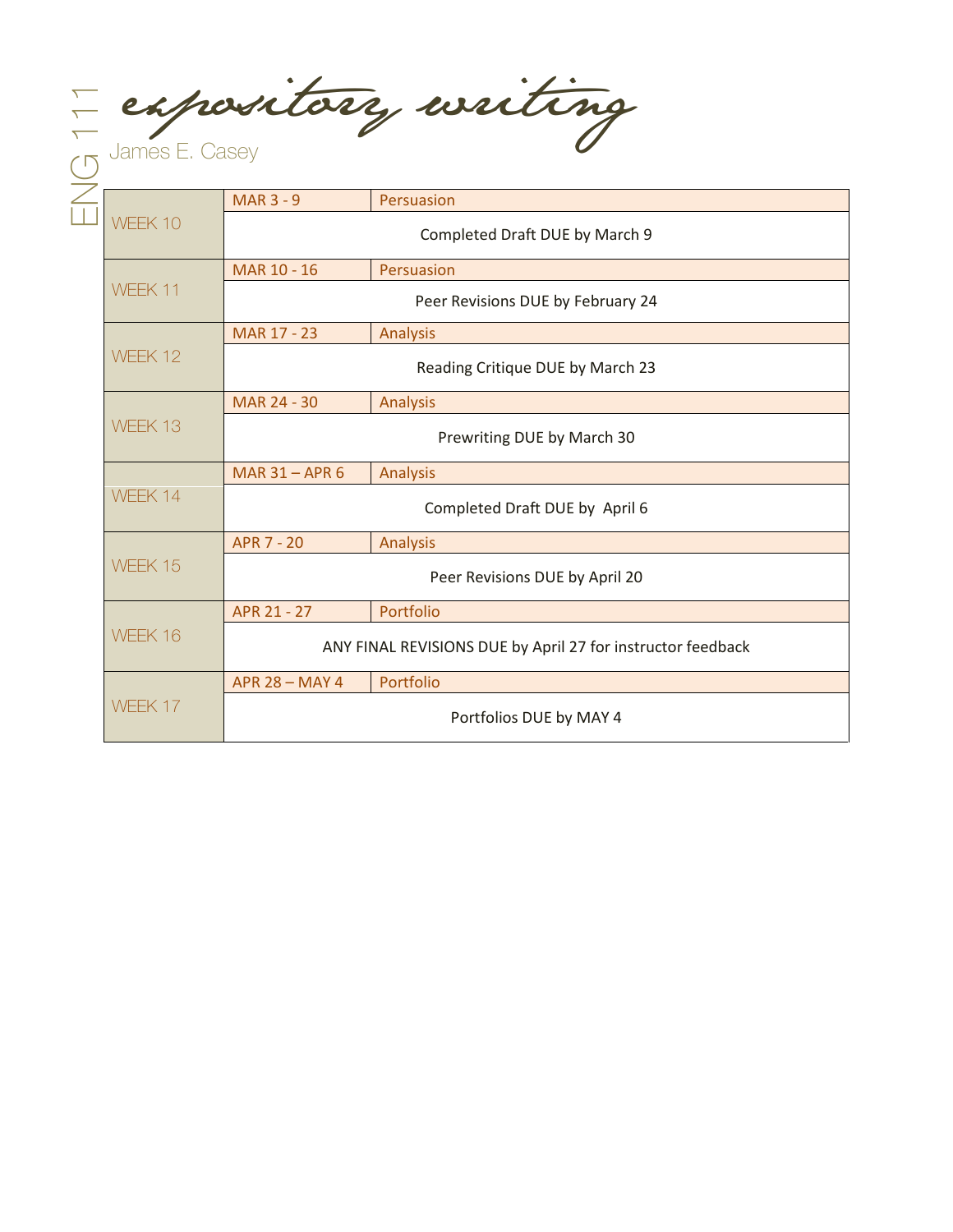# expository writing

ENG 111

James E. Casey

| Week | Dates | Unit |
|---|---|---|
| WEEK 10 | MAR 3 - 9 | Persuasion |
| | Completed Draft DUE by March 9 | |
| WEEK 11 | MAR 10 - 16 | Persuasion |
| | Peer Revisions DUE by February 24 | |
| WEEK 12 | MAR 17 - 23 | Analysis |
| | Reading Critique DUE by March 23 | |
| WEEK 13 | MAR 24 - 30 | Analysis |
| | Prewriting DUE by March 30 | |
| WEEK 14 | MAR 31 – APR 6 | Analysis |
| | Completed Draft DUE by April 6 | |
| WEEK 15 | APR 7 - 20 | Analysis |
| | Peer Revisions DUE by April 20 | |
| WEEK 16 | APR 21 - 27 | Portfolio |
| | ANY FINAL REVISIONS DUE by April 27 for instructor feedback | |
| WEEK 17 | APR 28 – MAY 4 | Portfolio |
| | Portfolios DUE by MAY 4 | |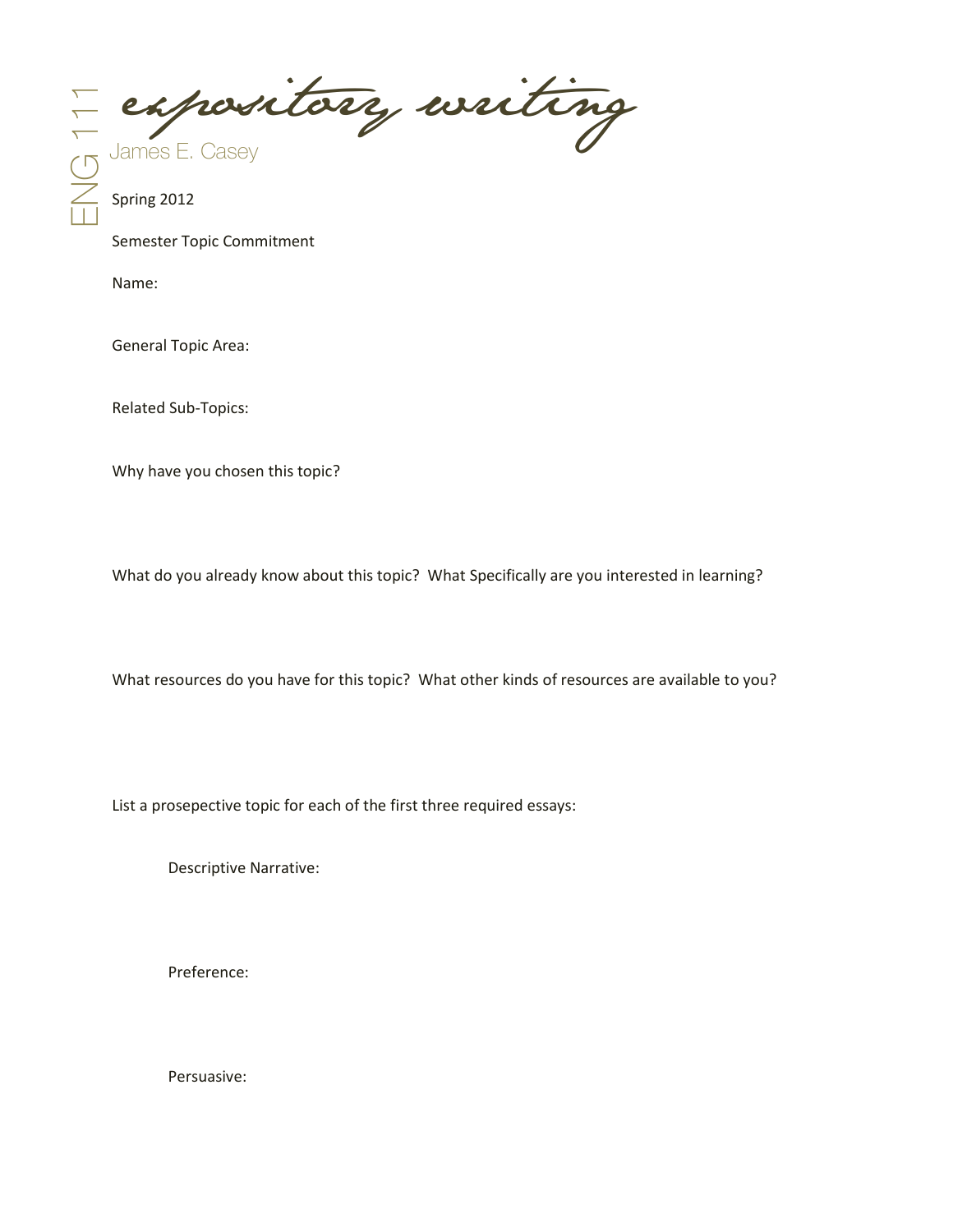# expository writing

ENG 111

James E. Casey

Spring 2012

Semester Topic Commitment

Name:

General Topic Area:

Related Sub-Topics:

Why have you chosen this topic?

What do you already know about this topic? What Specifically are you interested in learning?

What resources do you have for this topic? What other kinds of resources are available to you?

List a prosepective topic for each of the first three required essays:

Descriptive Narrative:

Preference:

Persuasive: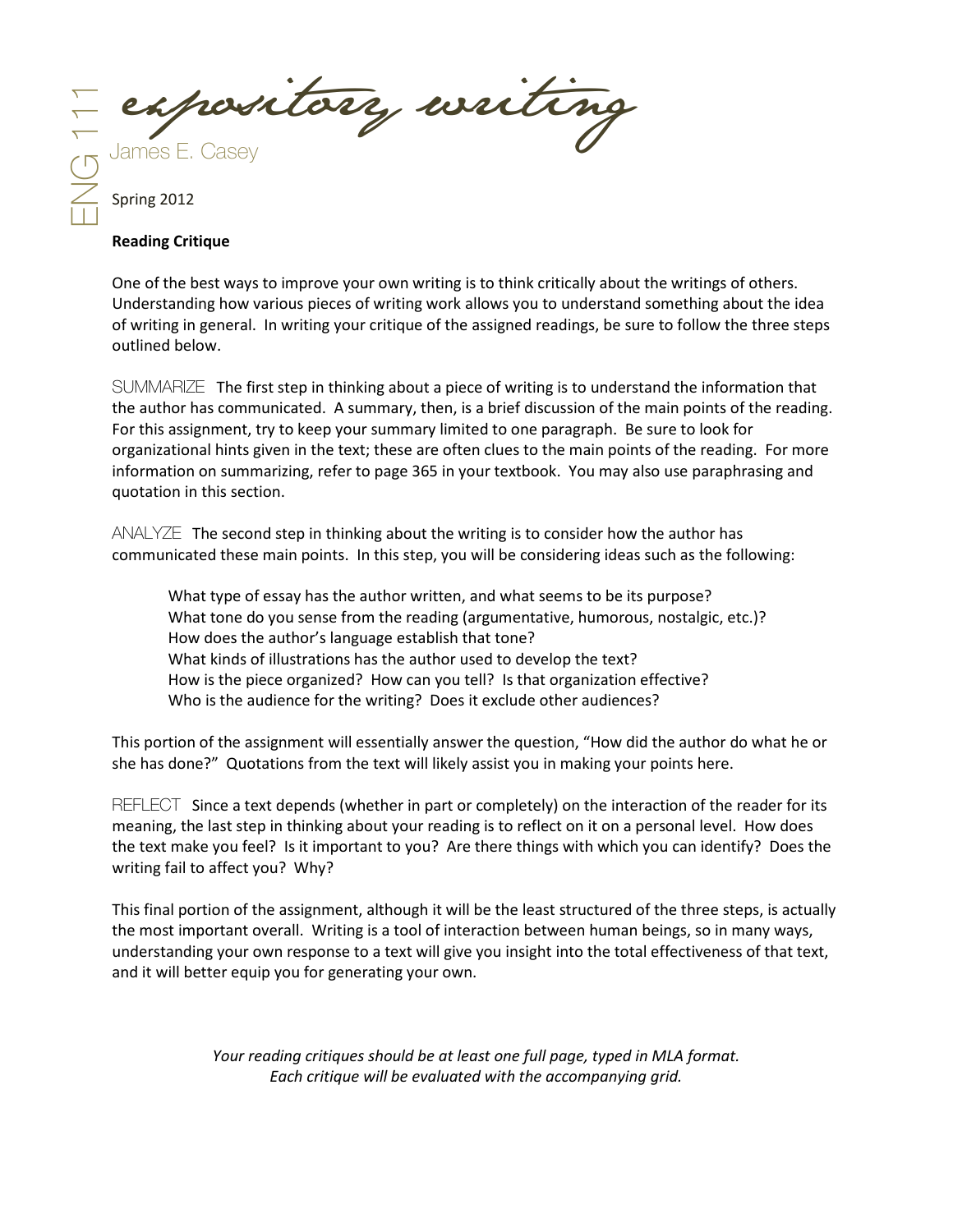ENG 111

*expository writing*

James E. Casey

Spring 2012

**Reading Critique**

One of the best ways to improve your own writing is to think critically about the writings of others. Understanding how various pieces of writing work allows you to understand something about the idea of writing in general. In writing your critique of the assigned readings, be sure to follow the three steps outlined below.

SUMMARIZE The first step in thinking about a piece of writing is to understand the information that the author has communicated. A summary, then, is a brief discussion of the main points of the reading. For this assignment, try to keep your summary limited to one paragraph. Be sure to look for organizational hints given in the text; these are often clues to the main points of the reading. For more information on summarizing, refer to page 365 in your textbook. You may also use paraphrasing and quotation in this section.

ANALYZE The second step in thinking about the writing is to consider how the author has communicated these main points. In this step, you will be considering ideas such as the following:

> What type of essay has the author written, and what seems to be its purpose?
> What tone do you sense from the reading (argumentative, humorous, nostalgic, etc.)?
> How does the author's language establish that tone?
> What kinds of illustrations has the author used to develop the text?
> How is the piece organized? How can you tell? Is that organization effective?
> Who is the audience for the writing? Does it exclude other audiences?

This portion of the assignment will essentially answer the question, "How did the author do what he or she has done?" Quotations from the text will likely assist you in making your points here.

REFLECT Since a text depends (whether in part or completely) on the interaction of the reader for its meaning, the last step in thinking about your reading is to reflect on it on a personal level. How does the text make you feel? Is it important to you? Are there things with which you can identify? Does the writing fail to affect you? Why?

This final portion of the assignment, although it will be the least structured of the three steps, is actually the most important overall. Writing is a tool of interaction between human beings, so in many ways, understanding your own response to a text will give you insight into the total effectiveness of that text, and it will better equip you for generating your own.

*Your reading critiques should be at least one full page, typed in MLA format.*
*Each critique will be evaluated with the accompanying grid.*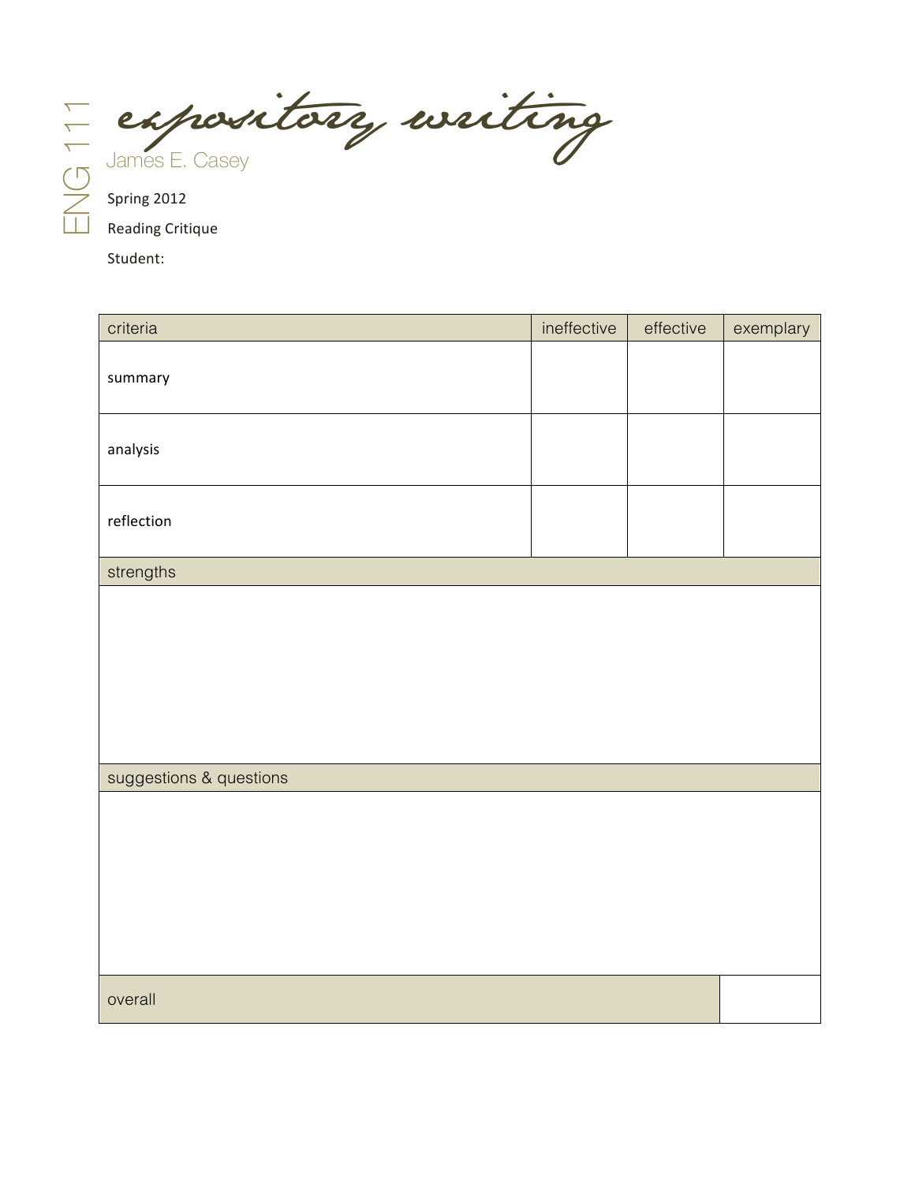ENG 111

# expository writing

James E. Casey

Spring 2012

Reading Critique

Student:

| criteria | ineffective | effective | exemplary |
|---|---|---|---|
| summary | | | |
| analysis | | | |
| reflection | | | |

| strengths |
|---|
| |

| suggestions & questions |
|---|
| |

| overall | |
|---|---|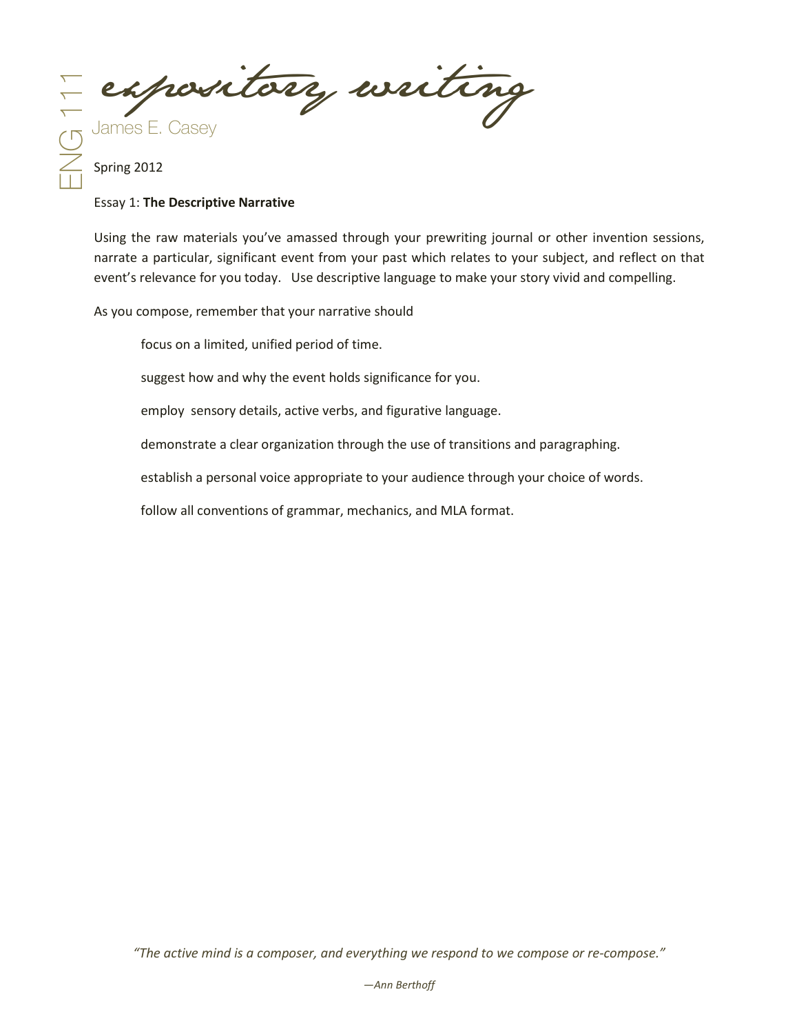# expository writing

ENG 111

James E. Casey

Spring 2012

Essay 1: **The Descriptive Narrative**

Using the raw materials you've amassed through your prewriting journal or other invention sessions, narrate a particular, significant event from your past which relates to your subject, and reflect on that event's relevance for you today. Use descriptive language to make your story vivid and compelling.

As you compose, remember that your narrative should

- focus on a limited, unified period of time.
- suggest how and why the event holds significance for you.
- employ sensory details, active verbs, and figurative language.
- demonstrate a clear organization through the use of transitions and paragraphing.
- establish a personal voice appropriate to your audience through your choice of words.
- follow all conventions of grammar, mechanics, and MLA format.

*"The active mind is a composer, and everything we respond to we compose or re-compose."*

*—Ann Berthoff*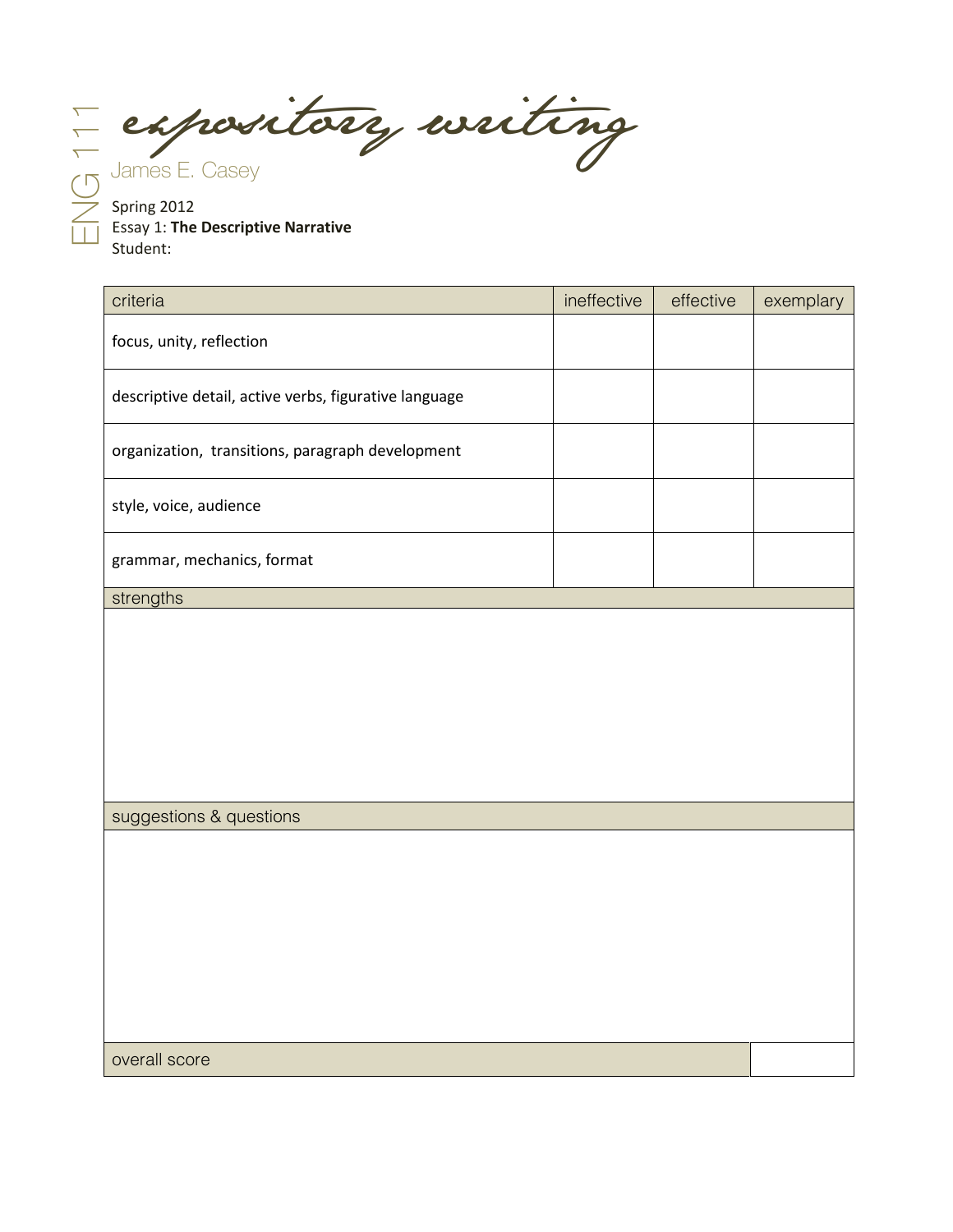# expository writing

ENG 111

James E. Casey

Spring 2012
Essay 1: **The Descriptive Narrative**
Student:

| criteria | ineffective | effective | exemplary |
|---|---|---|---|
| focus, unity, reflection | | | |
| descriptive detail, active verbs, figurative language | | | |
| organization, transitions, paragraph development | | | |
| style, voice, audience | | | |
| grammar, mechanics, format | | | |

| strengths |
|---|
| |

| suggestions & questions |
|---|
| |

| overall score | |
|---|---|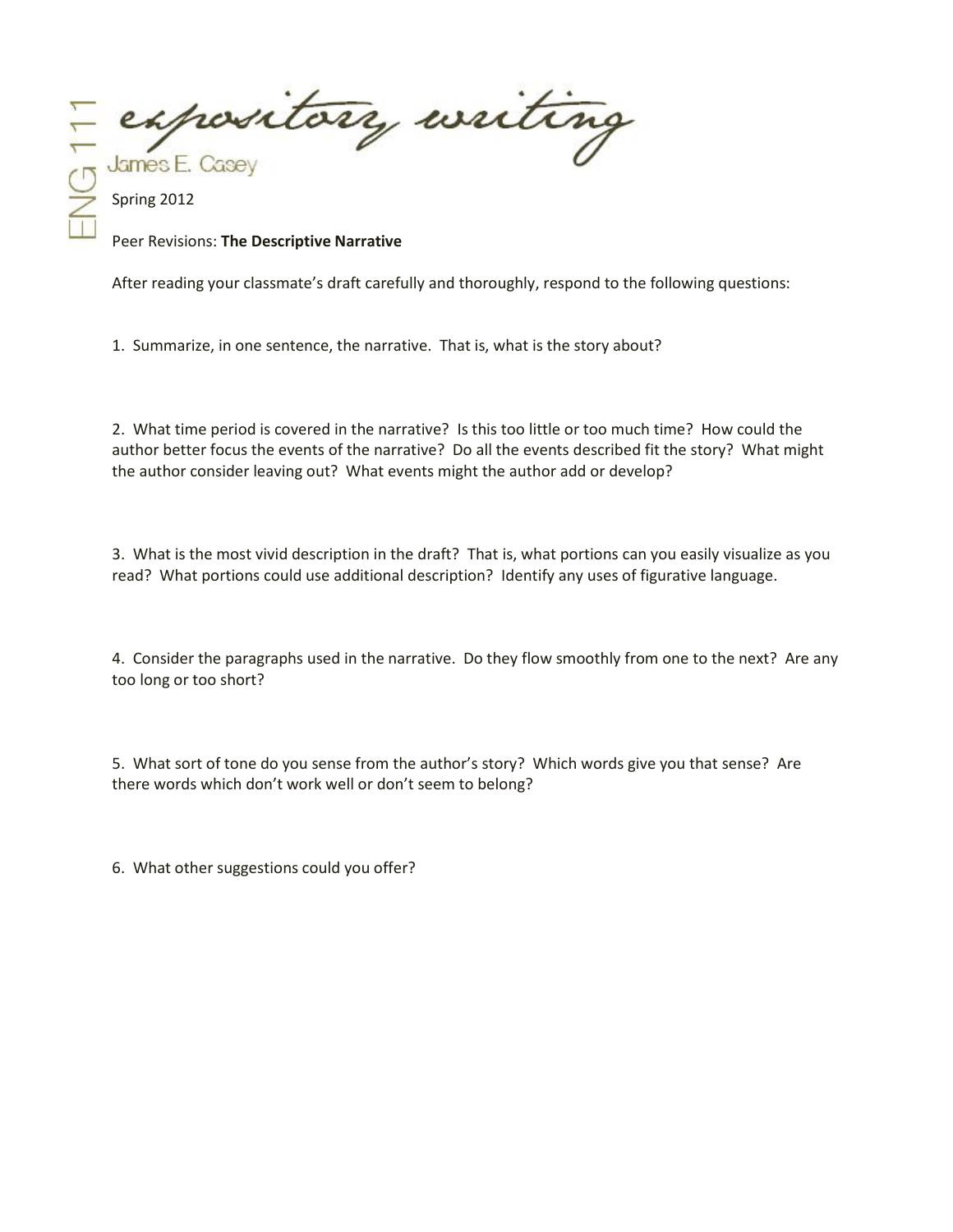expository writing

James E. Casey

ENG 111

Spring 2012

Peer Revisions: **The Descriptive Narrative**

After reading your classmate's draft carefully and thoroughly, respond to the following questions:

1. Summarize, in one sentence, the narrative. That is, what is the story about?

2. What time period is covered in the narrative? Is this too little or too much time? How could the author better focus the events of the narrative? Do all the events described fit the story? What might the author consider leaving out? What events might the author add or develop?

3. What is the most vivid description in the draft? That is, what portions can you easily visualize as you read? What portions could use additional description? Identify any uses of figurative language.

4. Consider the paragraphs used in the narrative. Do they flow smoothly from one to the next? Are any too long or too short?

5. What sort of tone do you sense from the author's story? Which words give you that sense? Are there words which don't work well or don't seem to belong?

6. What other suggestions could you offer?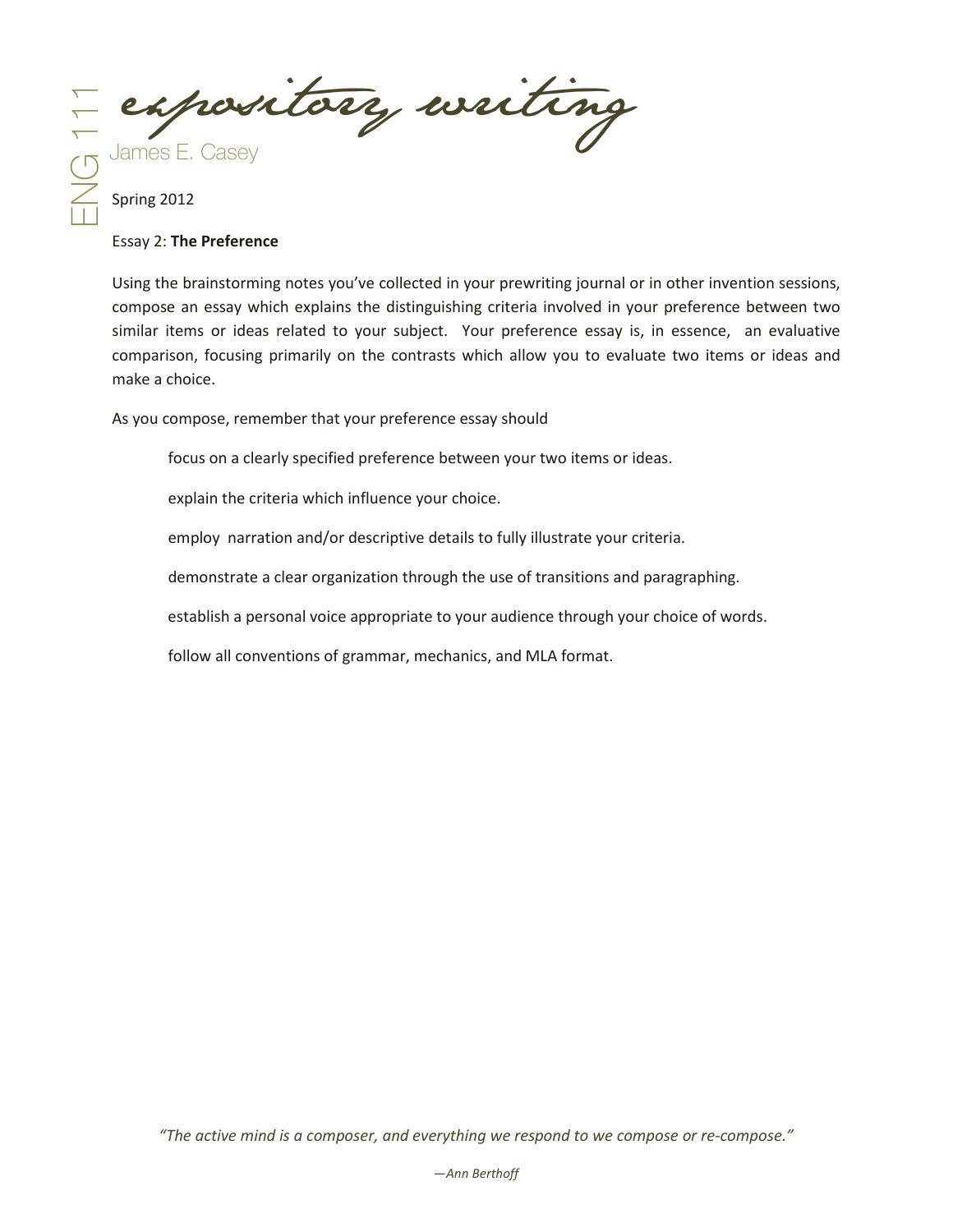# expository writing

ENG 111

James E. Casey

Spring 2012

Essay 2: **The Preference**

Using the brainstorming notes you've collected in your prewriting journal or in other invention sessions, compose an essay which explains the distinguishing criteria involved in your preference between two similar items or ideas related to your subject. Your preference essay is, in essence, an evaluative comparison, focusing primarily on the contrasts which allow you to evaluate two items or ideas and make a choice.

As you compose, remember that your preference essay should

- focus on a clearly specified preference between your two items or ideas.
- explain the criteria which influence your choice.
- employ narration and/or descriptive details to fully illustrate your criteria.
- demonstrate a clear organization through the use of transitions and paragraphing.
- establish a personal voice appropriate to your audience through your choice of words.
- follow all conventions of grammar, mechanics, and MLA format.

*"The active mind is a composer, and everything we respond to we compose or re-compose."*

*—Ann Berthoff*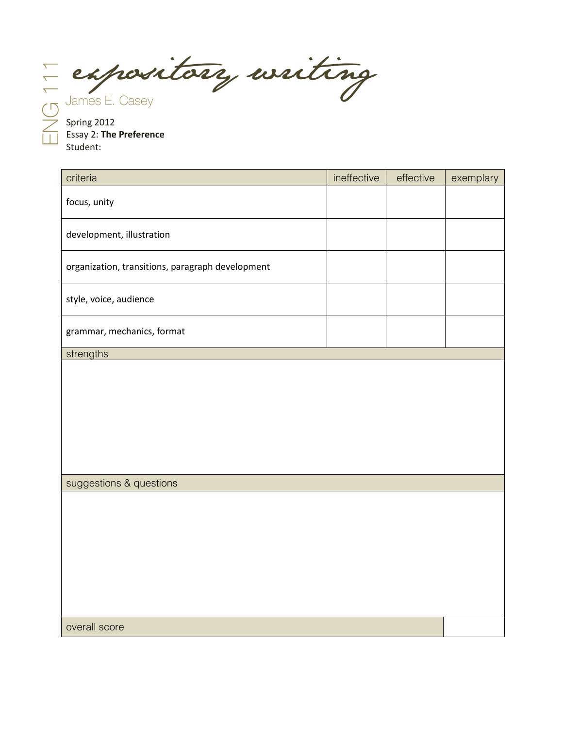ENG 111

# expository writing

James E. Casey

Spring 2012
Essay 2: **The Preference**
Student:

| criteria | ineffective | effective | exemplary |
|---|---|---|---|
| focus, unity | | | |
| development, illustration | | | |
| organization, transitions, paragraph development | | | |
| style, voice, audience | | | |
| grammar, mechanics, format | | | |

strengths

suggestions & questions

| overall score | |
|---|---|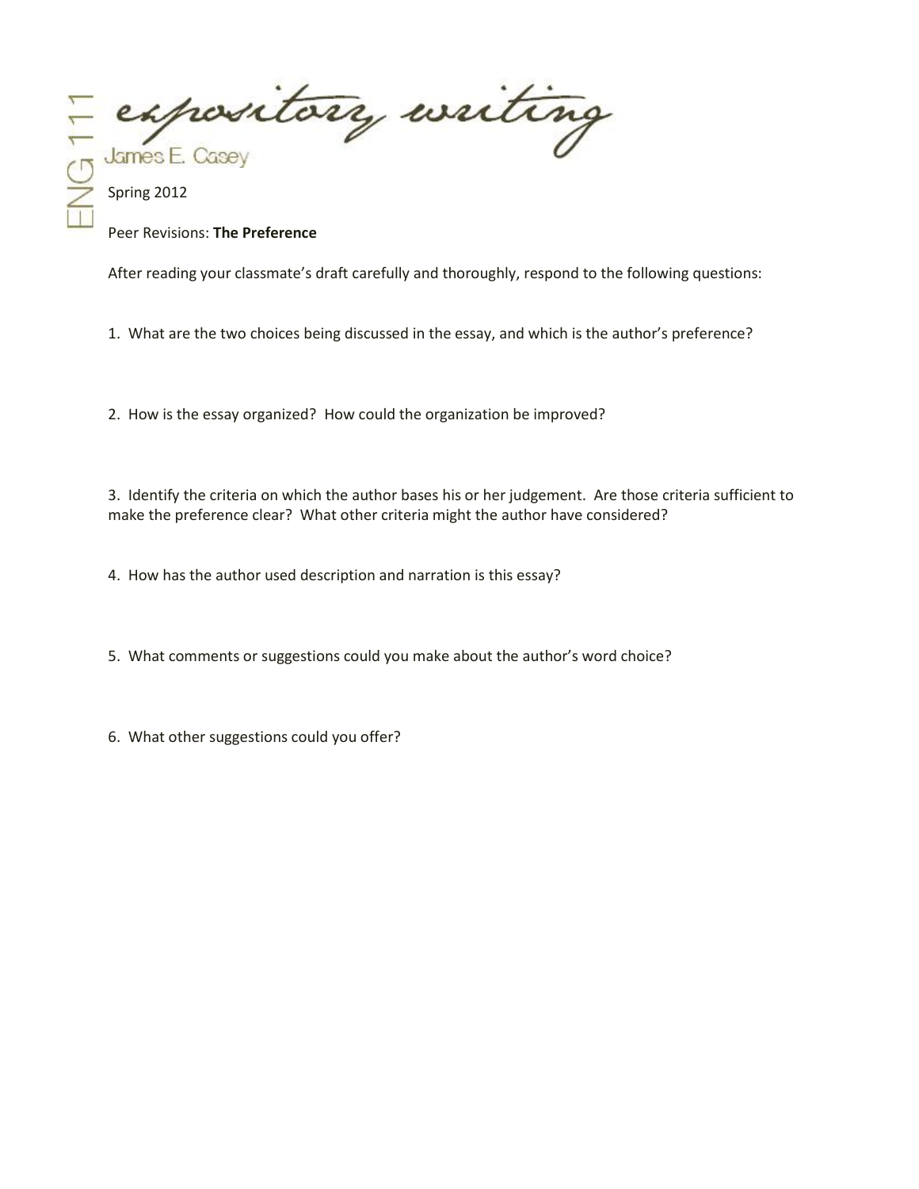# expository writing

James E. Casey

ENG 111

Spring 2012

Peer Revisions: **The Preference**

After reading your classmate's draft carefully and thoroughly, respond to the following questions:

1. What are the two choices being discussed in the essay, and which is the author's preference?

2. How is the essay organized? How could the organization be improved?

3. Identify the criteria on which the author bases his or her judgement. Are those criteria sufficient to make the preference clear? What other criteria might the author have considered?

4. How has the author used description and narration is this essay?

5. What comments or suggestions could you make about the author's word choice?

6. What other suggestions could you offer?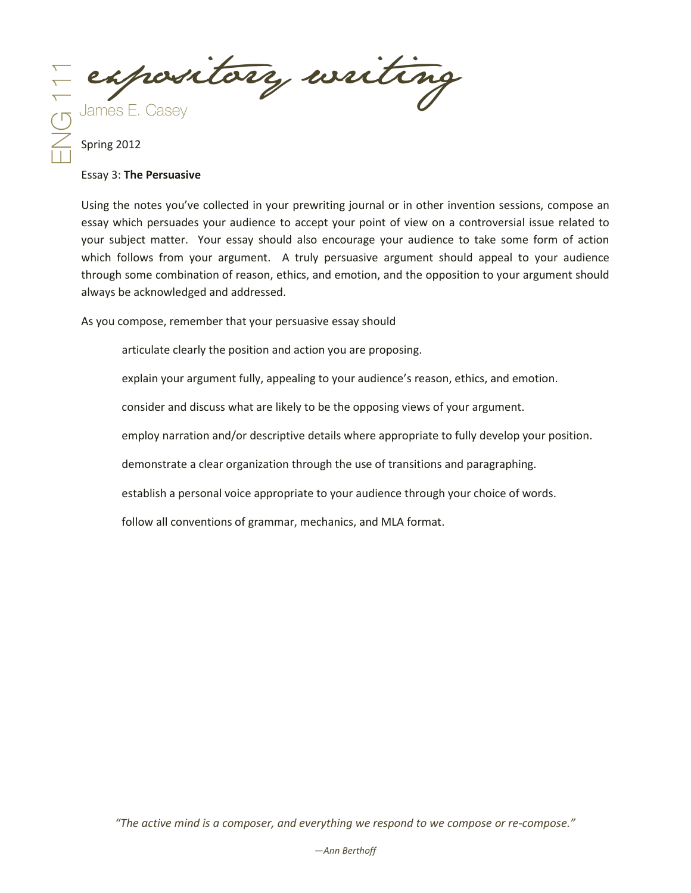# expository writing

ENG 111

James E. Casey

Spring 2012

Essay 3: **The Persuasive**

Using the notes you've collected in your prewriting journal or in other invention sessions, compose an essay which persuades your audience to accept your point of view on a controversial issue related to your subject matter. Your essay should also encourage your audience to take some form of action which follows from your argument. A truly persuasive argument should appeal to your audience through some combination of reason, ethics, and emotion, and the opposition to your argument should always be acknowledged and addressed.

As you compose, remember that your persuasive essay should

- articulate clearly the position and action you are proposing.
- explain your argument fully, appealing to your audience's reason, ethics, and emotion.
- consider and discuss what are likely to be the opposing views of your argument.
- employ narration and/or descriptive details where appropriate to fully develop your position.
- demonstrate a clear organization through the use of transitions and paragraphing.
- establish a personal voice appropriate to your audience through your choice of words.
- follow all conventions of grammar, mechanics, and MLA format.

*"The active mind is a composer, and everything we respond to we compose or re-compose."*

*—Ann Berthoff*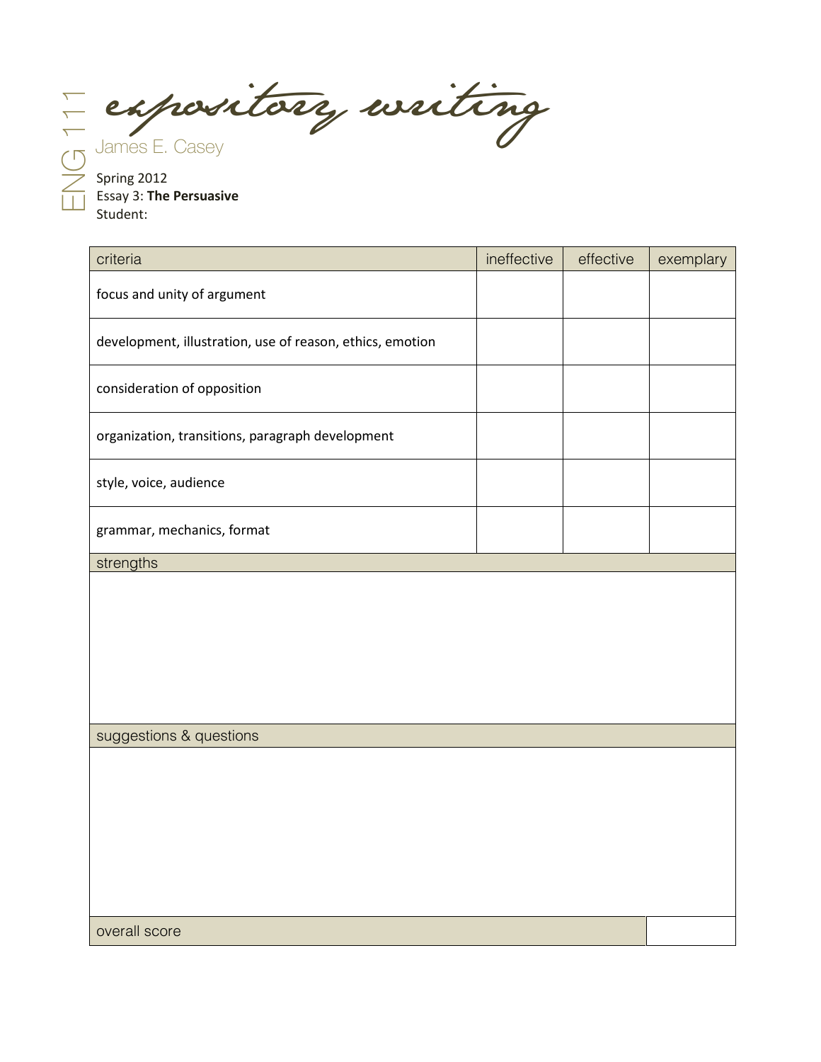# expository writing

ENG 111

James E. Casey

Spring 2012
Essay 3: **The Persuasive**
Student:

| criteria | ineffective | effective | exemplary |
|---|---|---|---|
| focus and unity of argument | | | |
| development, illustration, use of reason, ethics, emotion | | | |
| consideration of opposition | | | |
| organization, transitions, paragraph development | | | |
| style, voice, audience | | | |
| grammar, mechanics, format | | | |

strengths

suggestions & questions

overall score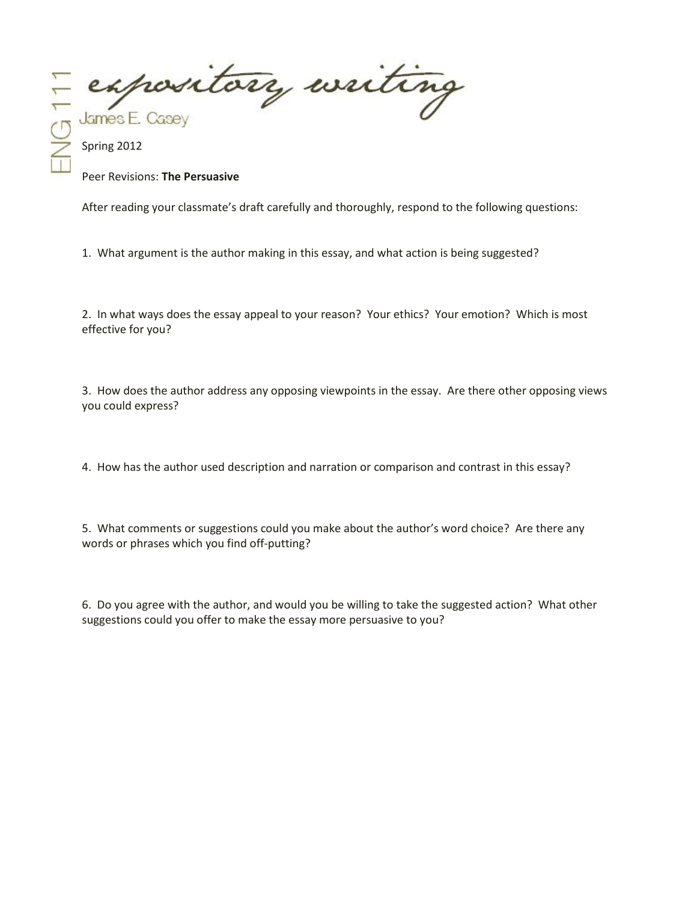# ENG 111 expository writing

James E. Casey

Spring 2012

Peer Revisions: **The Persuasive**

After reading your classmate's draft carefully and thoroughly, respond to the following questions:

1. What argument is the author making in this essay, and what action is being suggested?

2. In what ways does the essay appeal to your reason? Your ethics? Your emotion? Which is most effective for you?

3. How does the author address any opposing viewpoints in the essay. Are there other opposing views you could express?

4. How has the author used description and narration or comparison and contrast in this essay?

5. What comments or suggestions could you make about the author's word choice? Are there any words or phrases which you find off-putting?

6. Do you agree with the author, and would you be willing to take the suggested action? What other suggestions could you offer to make the essay more persuasive to you?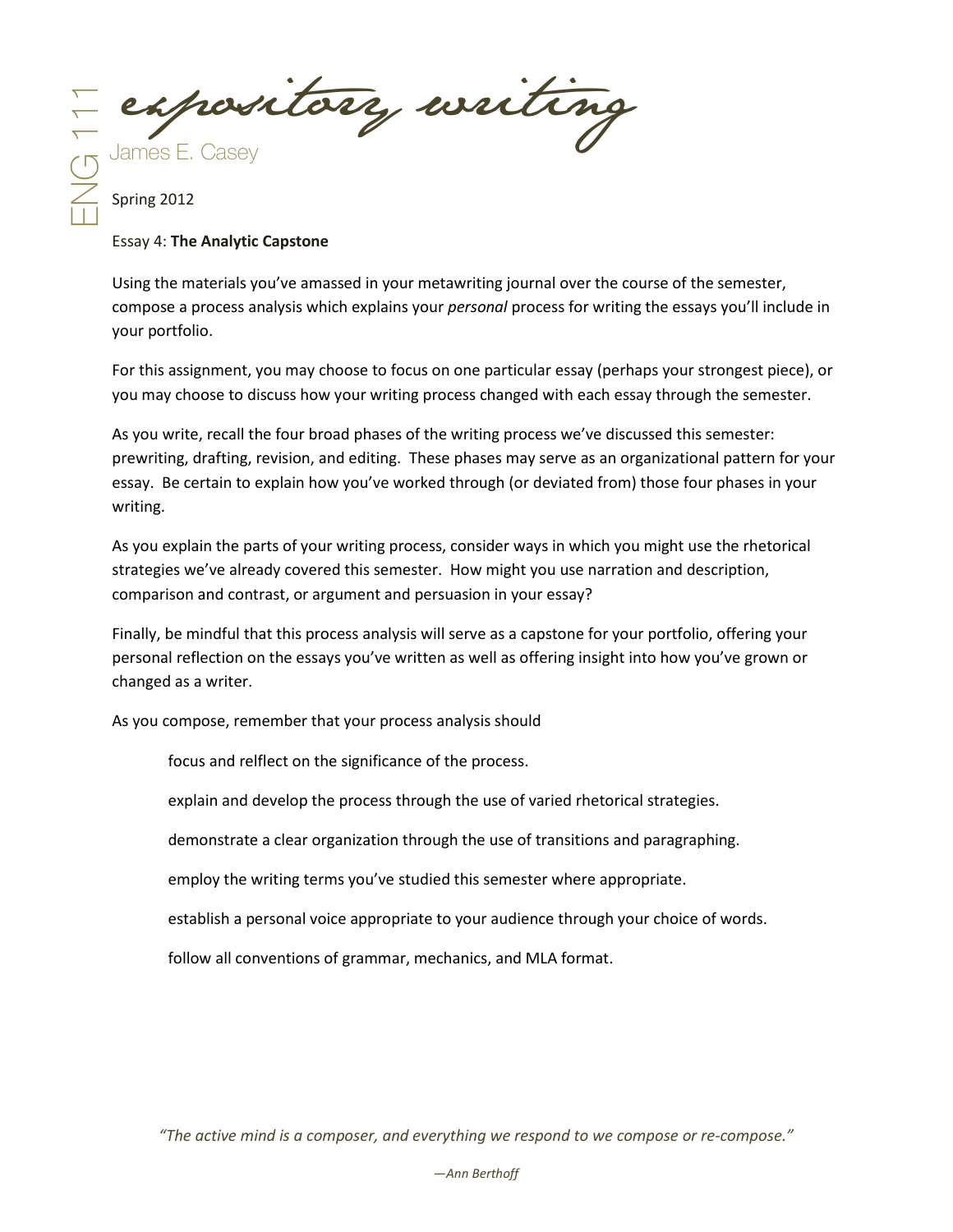# expository writing

James E. Casey

ENG 111

Spring 2012

Essay 4: **The Analytic Capstone**

Using the materials you've amassed in your metawriting journal over the course of the semester, compose a process analysis which explains your *personal* process for writing the essays you'll include in your portfolio.

For this assignment, you may choose to focus on one particular essay (perhaps your strongest piece), or you may choose to discuss how your writing process changed with each essay through the semester.

As you write, recall the four broad phases of the writing process we've discussed this semester: prewriting, drafting, revision, and editing. These phases may serve as an organizational pattern for your essay. Be certain to explain how you've worked through (or deviated from) those four phases in your writing.

As you explain the parts of your writing process, consider ways in which you might use the rhetorical strategies we've already covered this semester. How might you use narration and description, comparison and contrast, or argument and persuasion in your essay?

Finally, be mindful that this process analysis will serve as a capstone for your portfolio, offering your personal reflection on the essays you've written as well as offering insight into how you've grown or changed as a writer.

As you compose, remember that your process analysis should

- focus and relflect on the significance of the process.
- explain and develop the process through the use of varied rhetorical strategies.
- demonstrate a clear organization through the use of transitions and paragraphing.
- employ the writing terms you've studied this semester where appropriate.
- establish a personal voice appropriate to your audience through your choice of words.
- follow all conventions of grammar, mechanics, and MLA format.

*"The active mind is a composer, and everything we respond to we compose or re-compose."*

*—Ann Berthoff*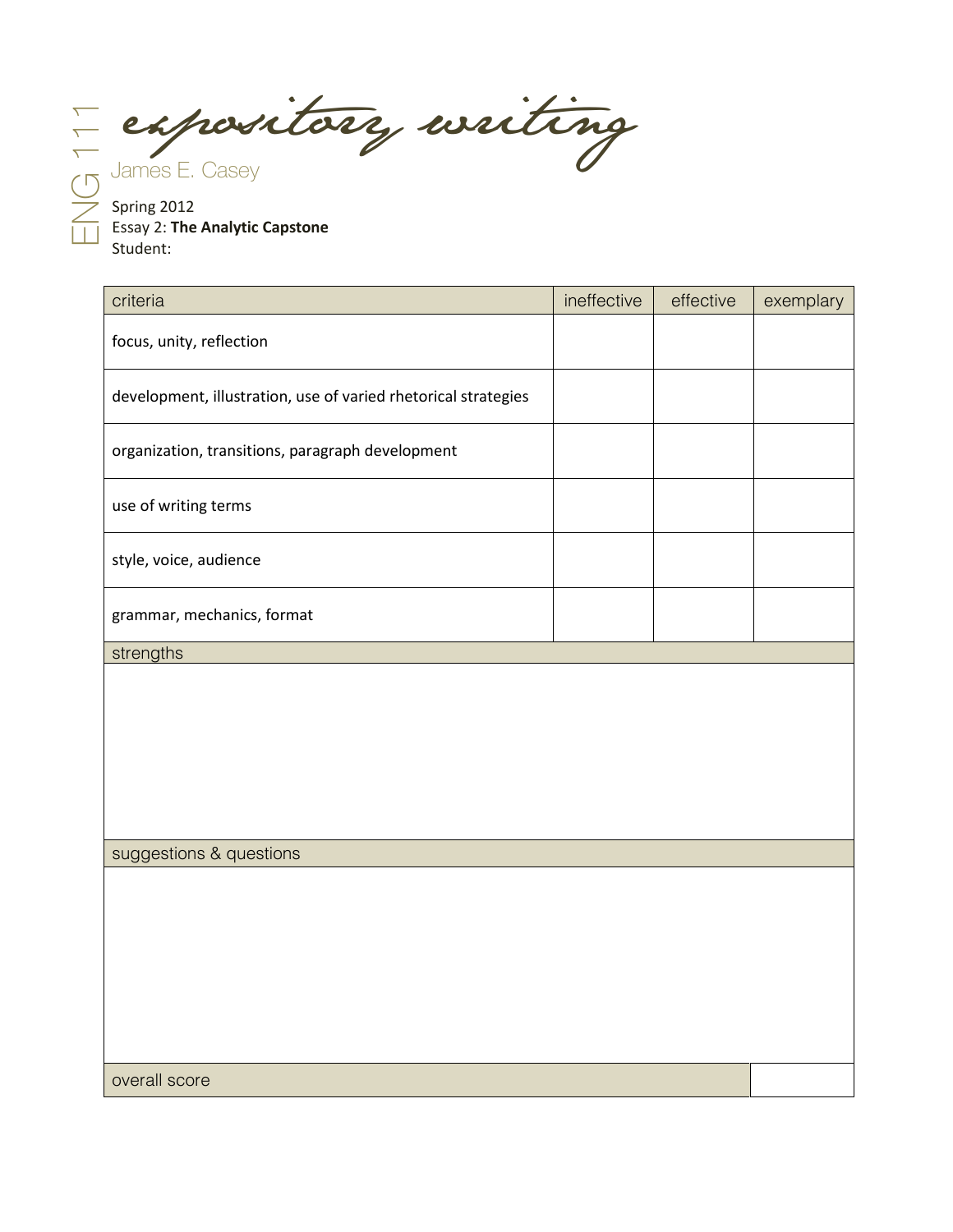# expository writing

ENG 111

James E. Casey

Spring 2012
Essay 2: **The Analytic Capstone**
Student:

| criteria | ineffective | effective | exemplary |
|---|---|---|---|
| focus, unity, reflection | | | |
| development, illustration, use of varied rhetorical strategies | | | |
| organization, transitions, paragraph development | | | |
| use of writing terms | | | |
| style, voice, audience | | | |
| grammar, mechanics, format | | | |

| strengths |
|---|
| |

| suggestions & questions |
|---|
| |

| overall score | |
|---|---|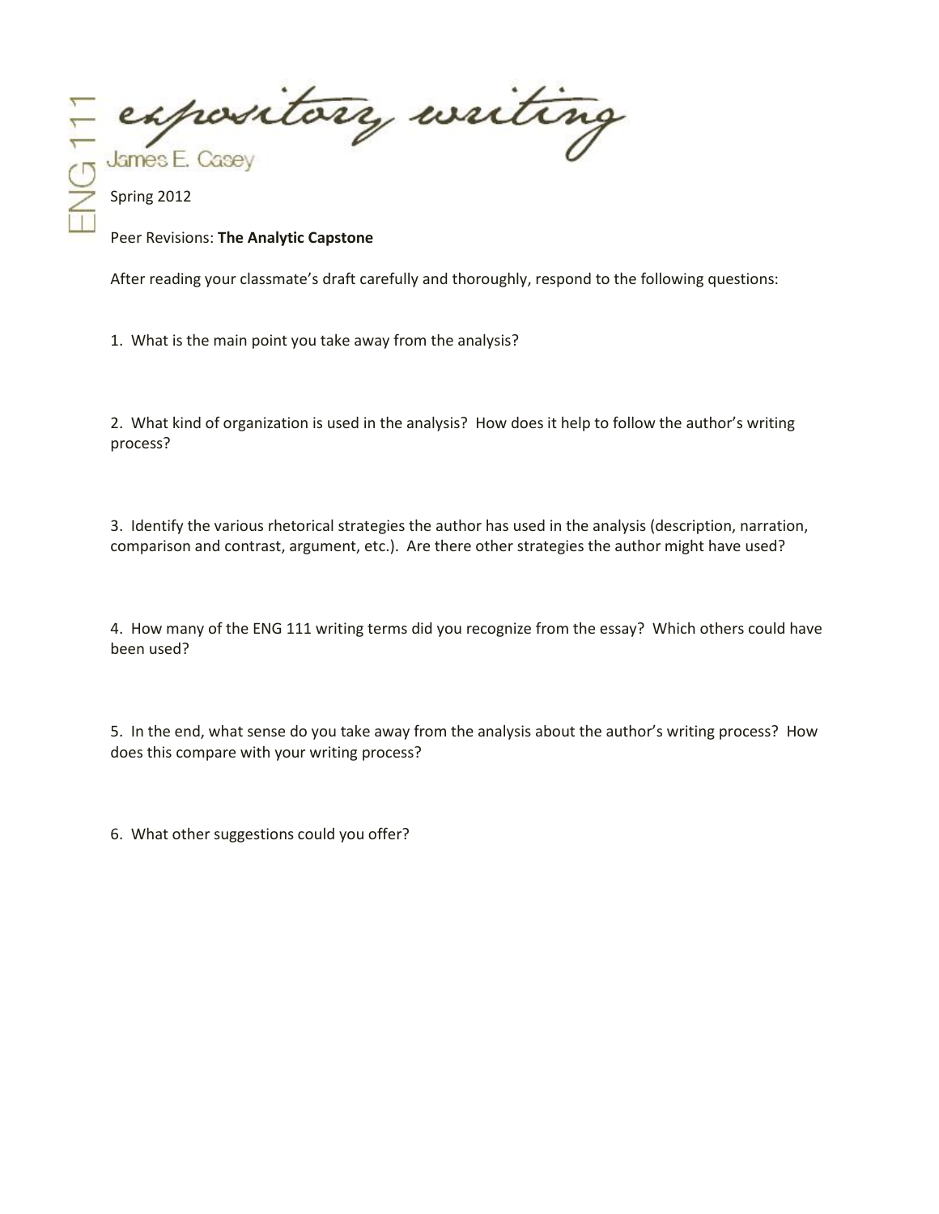expository writing

James E. Casey

ENG 111

Spring 2012

Peer Revisions: **The Analytic Capstone**

After reading your classmate's draft carefully and thoroughly, respond to the following questions:

1. What is the main point you take away from the analysis?

2. What kind of organization is used in the analysis? How does it help to follow the author's writing process?

3. Identify the various rhetorical strategies the author has used in the analysis (description, narration, comparison and contrast, argument, etc.). Are there other strategies the author might have used?

4. How many of the ENG 111 writing terms did you recognize from the essay? Which others could have been used?

5. In the end, what sense do you take away from the analysis about the author's writing process? How does this compare with your writing process?

6. What other suggestions could you offer?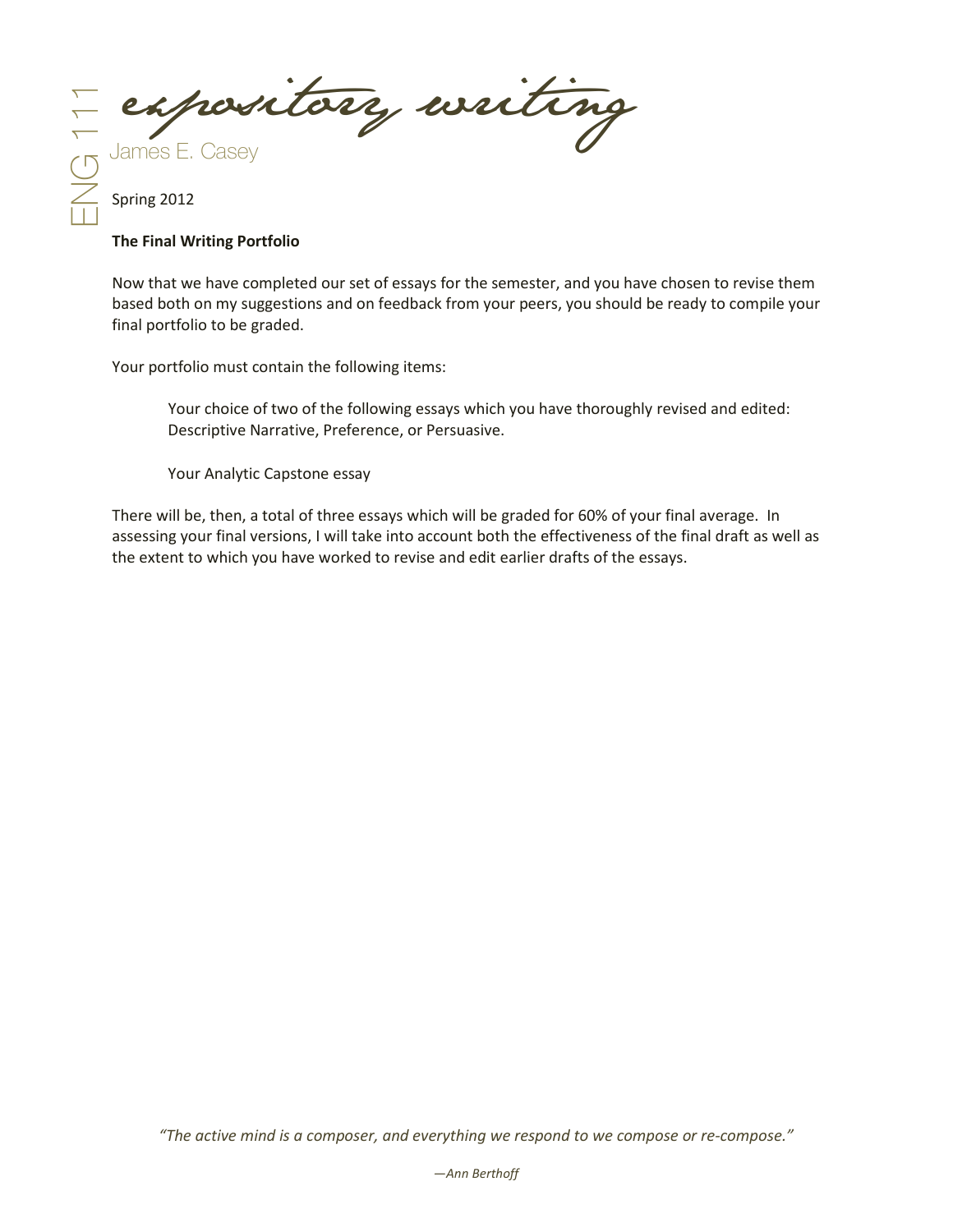ENG 111 *expository writing*

James E. Casey

Spring 2012

**The Final Writing Portfolio**

Now that we have completed our set of essays for the semester, and you have chosen to revise them based both on my suggestions and on feedback from your peers, you should be ready to compile your final portfolio to be graded.

Your portfolio must contain the following items:

> Your choice of two of the following essays which you have thoroughly revised and edited: Descriptive Narrative, Preference, or Persuasive.
>
> Your Analytic Capstone essay

There will be, then, a total of three essays which will be graded for 60% of your final average. In assessing your final versions, I will take into account both the effectiveness of the final draft as well as the extent to which you have worked to revise and edit earlier drafts of the essays.

*"The active mind is a composer, and everything we respond to we compose or re-compose."*

*—Ann Berthoff*